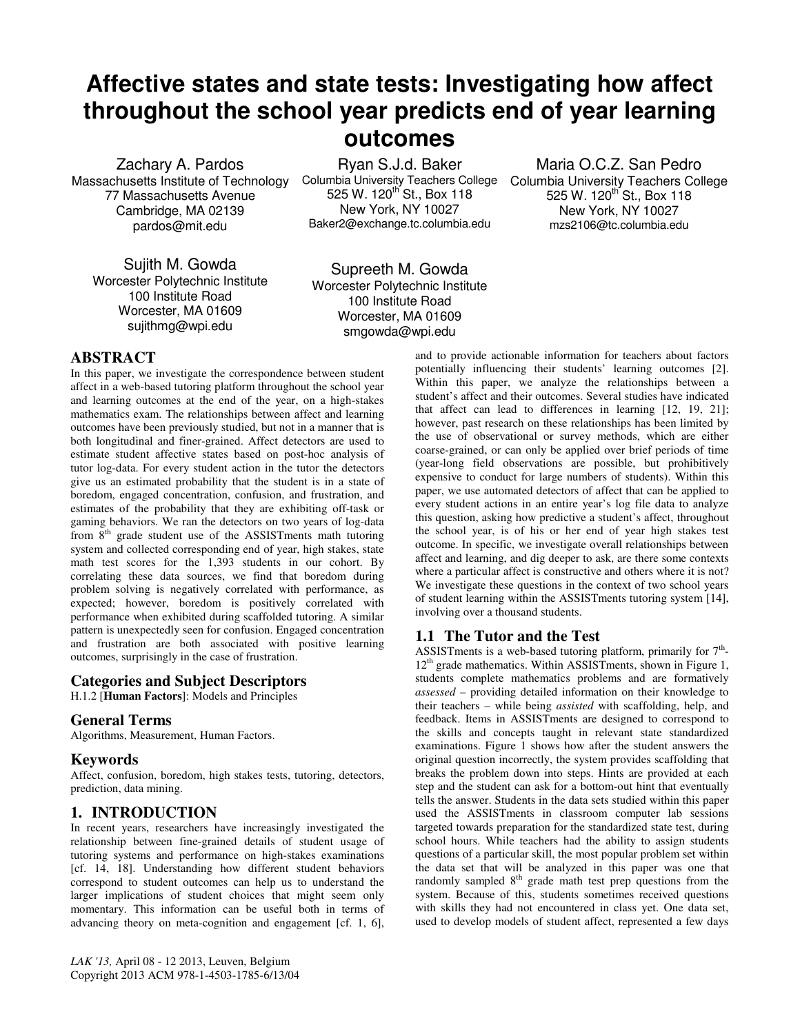# Affective states and state tests: Investigating how affect throughout the school year predicts end of year learning outcomes

Zachary A. Pardos
Massachusetts Institute of Technology
77 Massachusetts Avenue
Cambridge, MA 02139
pardos@mit.edu

Ryan S.J.d. Baker
Columbia University Teachers College
525 W. 120th St., Box 118
New York, NY 10027
Baker2@exchange.tc.columbia.edu

Maria O.C.Z. San Pedro
Columbia University Teachers College
525 W. 120th St., Box 118
New York, NY 10027
mzs2106@tc.columbia.edu

Sujith M. Gowda
Worcester Polytechnic Institute
100 Institute Road
Worcester, MA 01609
sujithmg@wpi.edu

Supreeth M. Gowda
Worcester Polytechnic Institute
100 Institute Road
Worcester, MA 01609
smgowda@wpi.edu

## ABSTRACT

In this paper, we investigate the correspondence between student affect in a web-based tutoring platform throughout the school year and learning outcomes at the end of the year, on a high-stakes mathematics exam. The relationships between affect and learning outcomes have been previously studied, but not in a manner that is both longitudinal and finer-grained. Affect detectors are used to estimate student affective states based on post-hoc analysis of tutor log-data. For every student action in the tutor the detectors give us an estimated probability that the student is in a state of boredom, engaged concentration, confusion, and frustration, and estimates of the probability that they are exhibiting off-task or gaming behaviors. We ran the detectors on two years of log-data from 8th grade student use of the ASSISTments math tutoring system and collected corresponding end of year, high stakes, state math test scores for the 1,393 students in our cohort. By correlating these data sources, we find that boredom during problem solving is negatively correlated with performance, as expected; however, boredom is positively correlated with performance when exhibited during scaffolded tutoring. A similar pattern is unexpectedly seen for confusion. Engaged concentration and frustration are both associated with positive learning outcomes, surprisingly in the case of frustration.

### Categories and Subject Descriptors

H.1.2 [**Human Factors**]: Models and Principles

### General Terms

Algorithms, Measurement, Human Factors.

### Keywords

Affect, confusion, boredom, high stakes tests, tutoring, detectors, prediction, data mining.

## 1. INTRODUCTION

In recent years, researchers have increasingly investigated the relationship between fine-grained details of student usage of tutoring systems and performance on high-stakes examinations [cf. 14, 18]. Understanding how different student behaviors correspond to student outcomes can help us to understand the larger implications of student choices that might seem only momentary. This information can be useful both in terms of advancing theory on meta-cognition and engagement [cf. 1, 6], and to provide actionable information for teachers about factors potentially influencing their students' learning outcomes [2]. Within this paper, we analyze the relationships between a student's affect and their outcomes. Several studies have indicated that affect can lead to differences in learning [12, 19, 21]; however, past research on these relationships has been limited by the use of observational or survey methods, which are either coarse-grained, or can only be applied over brief periods of time (year-long field observations are possible, but prohibitively expensive to conduct for large numbers of students). Within this paper, we use automated detectors of affect that can be applied to every student actions in an entire year's log file data to analyze this question, asking how predictive a student's affect, throughout the school year, is of his or her end of year high stakes test outcome. In specific, we investigate overall relationships between affect and learning, and dig deeper to ask, are there some contexts where a particular affect is constructive and others where it is not? We investigate these questions in the context of two school years of student learning within the ASSISTments tutoring system [14], involving over a thousand students.

### 1.1 The Tutor and the Test

ASSISTments is a web-based tutoring platform, primarily for 7th-12th grade mathematics. Within ASSISTments, shown in Figure 1, students complete mathematics problems and are formatively *assessed* – providing detailed information on their knowledge to their teachers – while being *assisted* with scaffolding, help, and feedback. Items in ASSISTments are designed to correspond to the skills and concepts taught in relevant state standardized examinations. Figure 1 shows how after the student answers the original question incorrectly, the system provides scaffolding that breaks the problem down into steps. Hints are provided at each step and the student can ask for a bottom-out hint that eventually tells the answer. Students in the data sets studied within this paper used the ASSISTments in classroom computer lab sessions targeted towards preparation for the standardized state test, during school hours. While teachers had the ability to assign students questions of a particular skill, the most popular problem set within the data set that will be analyzed in this paper was one that randomly sampled 8th grade math test prep questions from the system. Because of this, students sometimes received questions with skills they had not encountered in class yet. One data set, used to develop models of student affect, represented a few days

*LAK '13,* April 08 - 12 2013, Leuven, Belgium
Copyright 2013 ACM 978-1-4503-1785-6/13/04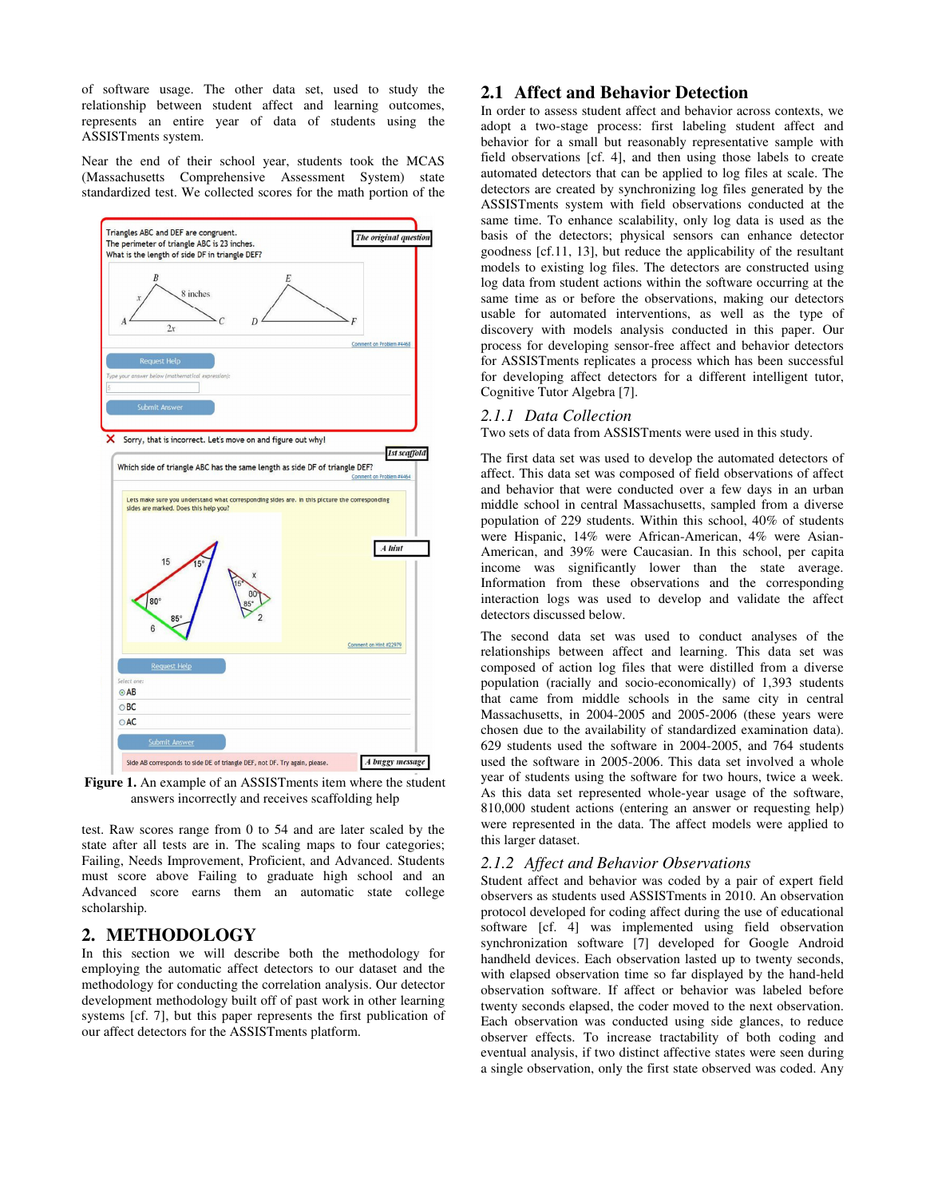of software usage. The other data set, used to study the relationship between student affect and learning outcomes, represents an entire year of data of students using the ASSISTments system.

Near the end of their school year, students took the MCAS (Massachusetts Comprehensive Assessment System) state standardized test. We collected scores for the math portion of the test. Raw scores range from 0 to 54 and are later scaled by the state after all tests are in. The scaling maps to four categories; Failing, Needs Improvement, Proficient, and Advanced. Students must score above Failing to graduate high school and an Advanced score earns them an automatic state college scholarship.

**Figure 1.** An example of an ASSISTments item where the student answers incorrectly and receives scaffolding help

## 2. METHODOLOGY

In this section we will describe both the methodology for employing the automatic affect detectors to our dataset and the methodology for conducting the correlation analysis. Our detector development methodology built off of past work in other learning systems [cf. 7], but this paper represents the first publication of our affect detectors for the ASSISTments platform.

### 2.1 Affect and Behavior Detection

In order to assess student affect and behavior across contexts, we adopt a two-stage process: first labeling student affect and behavior for a small but reasonably representative sample with field observations [cf. 4], and then using those labels to create automated detectors that can be applied to log files at scale. The detectors are created by synchronizing log files generated by the ASSISTments system with field observations conducted at the same time. To enhance scalability, only log data is used as the basis of the detectors; physical sensors can enhance detector goodness [cf.11, 13], but reduce the applicability of the resultant models to existing log files. The detectors are constructed using log data from student actions within the software occurring at the same time as or before the observations, making our detectors usable for automated interventions, as well as the type of discovery with models analysis conducted in this paper. Our process for developing sensor-free affect and behavior detectors for ASSISTments replicates a process which has been successful for developing affect detectors for a different intelligent tutor, Cognitive Tutor Algebra [7].

#### 2.1.1 *Data Collection*

Two sets of data from ASSISTments were used in this study.

The first data set was used to develop the automated detectors of affect. This data set was composed of field observations of affect and behavior that were conducted over a few days in an urban middle school in central Massachusetts, sampled from a diverse population of 229 students. Within this school, 40% of students were Hispanic, 14% were African-American, 4% were Asian-American, and 39% were Caucasian. In this school, per capita income was significantly lower than the state average. Information from these observations and the corresponding interaction logs was used to develop and validate the affect detectors discussed below.

The second data set was used to conduct analyses of the relationships between affect and learning. This data set was composed of action log files that were distilled from a diverse population (racially and socio-economically) of 1,393 students that came from middle schools in the same city in central Massachusetts, in 2004-2005 and 2005-2006 (these years were chosen due to the availability of standardized examination data). 629 students used the software in 2004-2005, and 764 students used the software in 2005-2006. This data set involved a whole year of students using the software for two hours, twice a week. As this data set represented whole-year usage of the software, 810,000 student actions (entering an answer or requesting help) were represented in the data. The affect models were applied to this larger dataset.

#### 2.1.2 *Affect and Behavior Observations*

Student affect and behavior was coded by a pair of expert field observers as students used ASSISTments in 2010. An observation protocol developed for coding affect during the use of educational software [cf. 4] was implemented using field observation synchronization software [7] developed for Google Android handheld devices. Each observation lasted up to twenty seconds, with elapsed observation time so far displayed by the hand-held observation software. If affect or behavior was labeled before twenty seconds elapsed, the coder moved to the next observation. Each observation was conducted using side glances, to reduce observer effects. To increase tractability of both coding and eventual analysis, if two distinct affective states were seen during a single observation, only the first state observed was coded. Any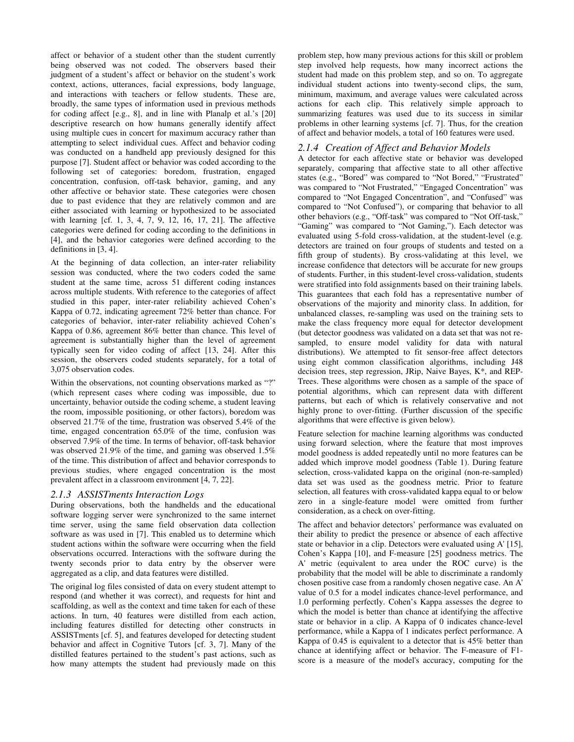affect or behavior of a student other than the student currently being observed was not coded. The observers based their judgment of a student's affect or behavior on the student's work context, actions, utterances, facial expressions, body language, and interactions with teachers or fellow students. These are, broadly, the same types of information used in previous methods for coding affect [e.g., 8], and in line with Planalp et al.'s [20] descriptive research on how humans generally identify affect using multiple cues in concert for maximum accuracy rather than attempting to select individual cues. Affect and behavior coding was conducted on a handheld app previously designed for this purpose [7]. Student affect or behavior was coded according to the following set of categories: boredom, frustration, engaged concentration, confusion, off-task behavior, gaming, and any other affective or behavior state. These categories were chosen due to past evidence that they are relatively common and are either associated with learning or hypothesized to be associated with learning [cf. 1, 3, 4, 7, 9, 12, 16, 17, 21]. The affective categories were defined for coding according to the definitions in [4], and the behavior categories were defined according to the definitions in [3, 4].

At the beginning of data collection, an inter-rater reliability session was conducted, where the two coders coded the same student at the same time, across 51 different coding instances across multiple students. With reference to the categories of affect studied in this paper, inter-rater reliability achieved Cohen's Kappa of 0.72, indicating agreement 72% better than chance. For categories of behavior, inter-rater reliability achieved Cohen's Kappa of 0.86, agreement 86% better than chance. This level of agreement is substantially higher than the level of agreement typically seen for video coding of affect [13, 24]. After this session, the observers coded students separately, for a total of 3,075 observation codes.

Within the observations, not counting observations marked as "?" (which represent cases where coding was impossible, due to uncertainty, behavior outside the coding scheme, a student leaving the room, impossible positioning, or other factors), boredom was observed 21.7% of the time, frustration was observed 5.4% of the time, engaged concentration 65.0% of the time, confusion was observed 7.9% of the time. In terms of behavior, off-task behavior was observed 21.9% of the time, and gaming was observed 1.5% of the time. This distribution of affect and behavior corresponds to previous studies, where engaged concentration is the most prevalent affect in a classroom environment [4, 7, 22].

### *2.1.3 ASSISTments Interaction Logs*

During observations, both the handhelds and the educational software logging server were synchronized to the same internet time server, using the same field observation data collection software as was used in [7]. This enabled us to determine which student actions within the software were occurring when the field observations occurred. Interactions with the software during the twenty seconds prior to data entry by the observer were aggregated as a clip, and data features were distilled.

The original log files consisted of data on every student attempt to respond (and whether it was correct), and requests for hint and scaffolding, as well as the context and time taken for each of these actions. In turn, 40 features were distilled from each action, including features distilled for detecting other constructs in ASSISTments [cf. 5], and features developed for detecting student behavior and affect in Cognitive Tutors [cf. 3, 7]. Many of the distilled features pertained to the student's past actions, such as how many attempts the student had previously made on this problem step, how many previous actions for this skill or problem step involved help requests, how many incorrect actions the student had made on this problem step, and so on. To aggregate individual student actions into twenty-second clips, the sum, minimum, maximum, and average values were calculated across actions for each clip. This relatively simple approach to summarizing features was used due to its success in similar problems in other learning systems [cf. 7]. Thus, for the creation of affect and behavior models, a total of 160 features were used.

### *2.1.4 Creation of Affect and Behavior Models*

A detector for each affective state or behavior was developed separately, comparing that affective state to all other affective states (e.g., "Bored" was compared to "Not Bored," "Frustrated" was compared to "Not Frustrated," "Engaged Concentration" was compared to "Not Engaged Concentration", and "Confused" was compared to "Not Confused"), or comparing that behavior to all other behaviors (e.g., "Off-task" was compared to "Not Off-task," "Gaming" was compared to "Not Gaming,"). Each detector was evaluated using 5-fold cross-validation, at the student-level (e.g. detectors are trained on four groups of students and tested on a fifth group of students). By cross-validating at this level, we increase confidence that detectors will be accurate for new groups of students. Further, in this student-level cross-validation, students were stratified into fold assignments based on their training labels. This guarantees that each fold has a representative number of observations of the majority and minority class. In addition, for unbalanced classes, re-sampling was used on the training sets to make the class frequency more equal for detector development (but detector goodness was validated on a data set that was not re-sampled, to ensure model validity for data with natural distributions). We attempted to fit sensor-free affect detectors using eight common classification algorithms, including J48 decision trees, step regression, JRip, Naive Bayes, K\*, and REP-Trees. These algorithms were chosen as a sample of the space of potential algorithms, which can represent data with different patterns, but each of which is relatively conservative and not highly prone to over-fitting. (Further discussion of the specific algorithms that were effective is given below).

Feature selection for machine learning algorithms was conducted using forward selection, where the feature that most improves model goodness is added repeatedly until no more features can be added which improve model goodness (Table 1). During feature selection, cross-validated kappa on the original (non-re-sampled) data set was used as the goodness metric. Prior to feature selection, all features with cross-validated kappa equal to or below zero in a single-feature model were omitted from further consideration, as a check on over-fitting.

The affect and behavior detectors' performance was evaluated on their ability to predict the presence or absence of each affective state or behavior in a clip. Detectors were evaluated using A' [15], Cohen's Kappa [10], and F-measure [25] goodness metrics. The A' metric (equivalent to area under the ROC curve) is the probability that the model will be able to discriminate a randomly chosen positive case from a randomly chosen negative case. An A' value of 0.5 for a model indicates chance-level performance, and 1.0 performing perfectly. Cohen's Kappa assesses the degree to which the model is better than chance at identifying the affective state or behavior in a clip. A Kappa of 0 indicates chance-level performance, while a Kappa of 1 indicates perfect performance. A Kappa of 0.45 is equivalent to a detector that is 45% better than chance at identifying affect or behavior. The F-measure of F1-score is a measure of the model's accuracy, computing for the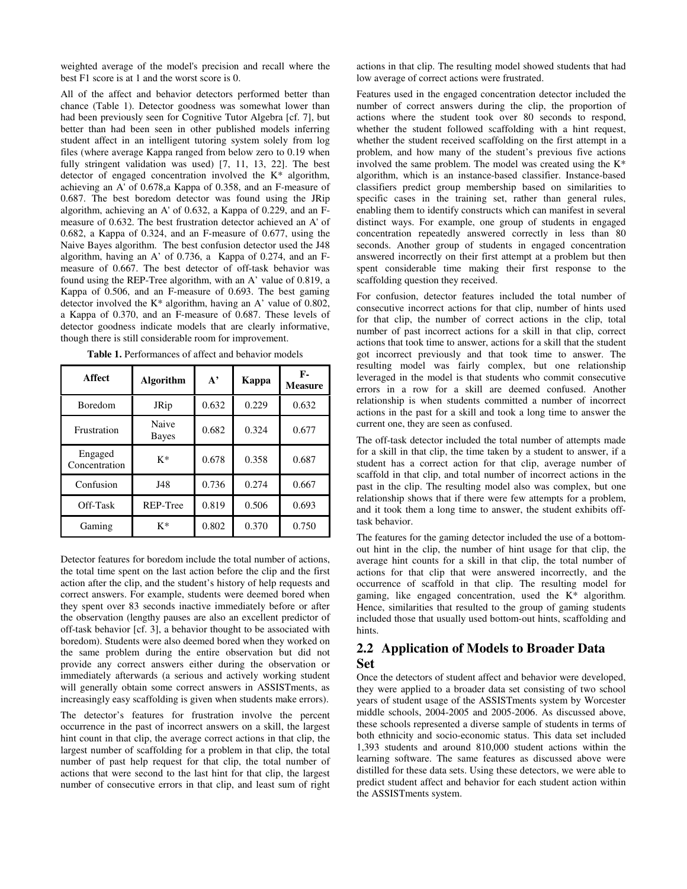weighted average of the model's precision and recall where the best F1 score is at 1 and the worst score is 0.

All of the affect and behavior detectors performed better than chance (Table 1). Detector goodness was somewhat lower than had been previously seen for Cognitive Tutor Algebra [cf. 7], but better than had been seen in other published models inferring student affect in an intelligent tutoring system solely from log files (where average Kappa ranged from below zero to 0.19 when fully stringent validation was used) [7, 11, 13, 22]. The best detector of engaged concentration involved the K* algorithm, achieving an A' of 0.678,a Kappa of 0.358, and an F-measure of 0.687. The best boredom detector was found using the JRip algorithm, achieving an A' of 0.632, a Kappa of 0.229, and an F-measure of 0.632. The best frustration detector achieved an A' of 0.682, a Kappa of 0.324, and an F-measure of 0.677, using the Naive Bayes algorithm. The best confusion detector used the J48 algorithm, having an A' of 0.736, a Kappa of 0.274, and an F-measure of 0.667. The best detector of off-task behavior was found using the REP-Tree algorithm, with an A' value of 0.819, a Kappa of 0.506, and an F-measure of 0.693. The best gaming detector involved the K* algorithm, having an A' value of 0.802, a Kappa of 0.370, and an F-measure of 0.687. These levels of detector goodness indicate models that are clearly informative, though there is still considerable room for improvement.

**Table 1.** Performances of affect and behavior models

| Affect | Algorithm | A' | Kappa | F-Measure |
|---|---|---|---|---|
| Boredom | JRip | 0.632 | 0.229 | 0.632 |
| Frustration | Naive Bayes | 0.682 | 0.324 | 0.677 |
| Engaged Concentration | K* | 0.678 | 0.358 | 0.687 |
| Confusion | J48 | 0.736 | 0.274 | 0.667 |
| Off-Task | REP-Tree | 0.819 | 0.506 | 0.693 |
| Gaming | K* | 0.802 | 0.370 | 0.750 |

Detector features for boredom include the total number of actions, the total time spent on the last action before the clip and the first action after the clip, and the student's history of help requests and correct answers. For example, students were deemed bored when they spent over 83 seconds inactive immediately before or after the observation (lengthy pauses are also an excellent predictor of off-task behavior [cf. 3], a behavior thought to be associated with boredom). Students were also deemed bored when they worked on the same problem during the entire observation but did not provide any correct answers either during the observation or immediately afterwards (a serious and actively working student will generally obtain some correct answers in ASSISTments, as increasingly easy scaffolding is given when students make errors).

The detector's features for frustration involve the percent occurrence in the past of incorrect answers on a skill, the largest hint count in that clip, the average correct actions in that clip, the largest number of scaffolding for a problem in that clip, the total number of past help request for that clip, the total number of actions that were second to the last hint for that clip, the largest number of consecutive errors in that clip, and least sum of right actions in that clip. The resulting model showed students that had low average of correct actions were frustrated.

Features used in the engaged concentration detector included the number of correct answers during the clip, the proportion of actions where the student took over 80 seconds to respond, whether the student followed scaffolding with a hint request, whether the student received scaffolding on the first attempt in a problem, and how many of the student's previous five actions involved the same problem. The model was created using the K* algorithm, which is an instance-based classifier. Instance-based classifiers predict group membership based on similarities to specific cases in the training set, rather than general rules, enabling them to identify constructs which can manifest in several distinct ways. For example, one group of students in engaged concentration repeatedly answered correctly in less than 80 seconds. Another group of students in engaged concentration answered incorrectly on their first attempt at a problem but then spent considerable time making their first response to the scaffolding question they received.

For confusion, detector features included the total number of consecutive incorrect actions for that clip, number of hints used for that clip, the number of correct actions in the clip, total number of past incorrect actions for a skill in that clip, correct actions that took time to answer, actions for a skill that the student got incorrect previously and that took time to answer. The resulting model was fairly complex, but one relationship leveraged in the model is that students who commit consecutive errors in a row for a skill are deemed confused. Another relationship is when students committed a number of incorrect actions in the past for a skill and took a long time to answer the current one, they are seen as confused.

The off-task detector included the total number of attempts made for a skill in that clip, the time taken by a student to answer, if a student has a correct action for that clip, average number of scaffold in that clip, and total number of incorrect actions in the past in the clip. The resulting model also was complex, but one relationship shows that if there were few attempts for a problem, and it took them a long time to answer, the student exhibits off-task behavior.

The features for the gaming detector included the use of a bottom-out hint in the clip, the number of hint usage for that clip, the average hint counts for a skill in that clip, the total number of actions for that clip that were answered incorrectly, and the occurrence of scaffold in that clip. The resulting model for gaming, like engaged concentration, used the K* algorithm. Hence, similarities that resulted to the group of gaming students included those that usually used bottom-out hints, scaffolding and hints.

## 2.2 Application of Models to Broader Data Set

Once the detectors of student affect and behavior were developed, they were applied to a broader data set consisting of two school years of student usage of the ASSISTments system by Worcester middle schools, 2004-2005 and 2005-2006. As discussed above, these schools represented a diverse sample of students in terms of both ethnicity and socio-economic status. This data set included 1,393 students and around 810,000 student actions within the learning software. The same features as discussed above were distilled for these data sets. Using these detectors, we were able to predict student affect and behavior for each student action within the ASSISTments system.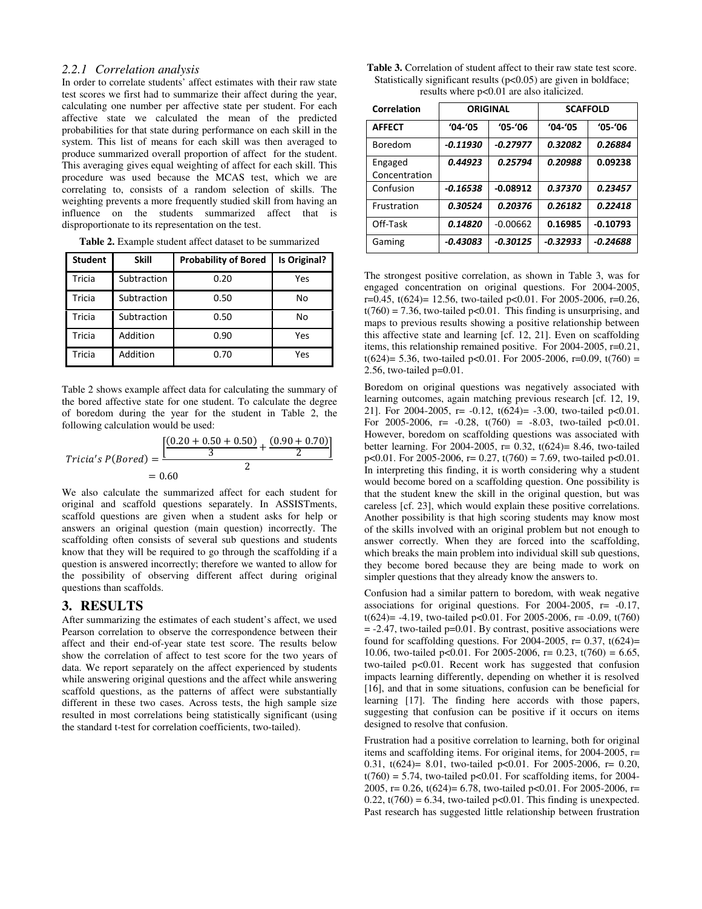### 2.2.1 Correlation analysis

In order to correlate students' affect estimates with their raw state test scores we first had to summarize their affect during the year, calculating one number per affective state per student. For each affective state we calculated the mean of the predicted probabilities for that state during performance on each skill in the system. This list of means for each skill was then averaged to produce summarized overall proportion of affect for the student. This averaging gives equal weighting of affect for each skill. This procedure was used because the MCAS test, which we are correlating to, consists of a random selection of skills. The weighting prevents a more frequently studied skill from having an influence on the students summarized affect that is disproportionate to its representation on the test.

**Table 2.** Example student affect dataset to be summarized

| Student | Skill | Probability of Bored | Is Original? |
|---|---|---|---|
| Tricia | Subtraction | 0.20 | Yes |
| Tricia | Subtraction | 0.50 | No |
| Tricia | Subtraction | 0.50 | No |
| Tricia | Addition | 0.90 | Yes |
| Tricia | Addition | 0.70 | Yes |

Table 2 shows example affect data for calculating the summary of the bored affective state for one student. To calculate the degree of boredom during the year for the student in Table 2, the following calculation would be used:

$$Tricia's\ P(Bored) = \frac{\left[\frac{(0.20 + 0.50 + 0.50)}{3} + \frac{(0.90 + 0.70)}{2}\right]}{2} = 0.60$$

We also calculate the summarized affect for each student for original and scaffold questions separately. In ASSISTments, scaffold questions are given when a student asks for help or answers an original question (main question) incorrectly. The scaffolding often consists of several sub questions and students know that they will be required to go through the scaffolding if a question is answered incorrectly; therefore we wanted to allow for the possibility of observing different affect during original questions than scaffolds.

## 3. RESULTS

After summarizing the estimates of each student's affect, we used Pearson correlation to observe the correspondence between their affect and their end-of-year state test score. The results below show the correlation of affect to test score for the two years of data. We report separately on the affect experienced by students while answering original questions and the affect while answering scaffold questions, as the patterns of affect were substantially different in these two cases. Across tests, the high sample size resulted in most correlations being statistically significant (using the standard t-test for correlation coefficients, two-tailed).

**Table 3.** Correlation of student affect to their raw state test score. Statistically significant results ($p<0.05$) are given in boldface; results where $p<0.01$ are also italicized.

| Correlation | ORIGINAL | | SCAFFOLD | |
|---|---|---|---|---|
| **AFFECT** | **'04-'05** | **'05-'06** | **'04-'05** | **'05-'06** |
| Boredom | ***-0.11930*** | ***-0.27977*** | ***0.32082*** | ***0.26884*** |
| Engaged Concentration | ***0.44923*** | ***0.25794*** | ***0.20988*** | **0.09238** |
| Confusion | ***-0.16538*** | **-0.08912** | ***0.37370*** | ***0.23457*** |
| Frustration | ***0.30524*** | ***0.20376*** | ***0.26182*** | ***0.22418*** |
| Off-Task | ***0.14820*** | -0.00662 | **0.16985** | **-0.10793** |
| Gaming | ***-0.43083*** | ***-0.30125*** | ***-0.32933*** | ***-0.24688*** |

The strongest positive correlation, as shown in Table 3, was for engaged concentration on original questions. For 2004-2005, r=0.45, t(624)= 12.56, two-tailed p<0.01. For 2005-2006, r=0.26, t(760) = 7.36, two-tailed p<0.01. This finding is unsurprising, and maps to previous results showing a positive relationship between this affective state and learning [cf. 12, 21]. Even on scaffolding items, this relationship remained positive. For 2004-2005, r=0.21, t(624)= 5.36, two-tailed p<0.01. For 2005-2006, r=0.09, t(760) = 2.56, two-tailed p=0.01.

Boredom on original questions was negatively associated with learning outcomes, again matching previous research [cf. 12, 19, 21]. For 2004-2005, r= -0.12, t(624)= -3.00, two-tailed p<0.01. For 2005-2006, r= -0.28, t(760) = -8.03, two-tailed p<0.01. However, boredom on scaffolding questions was associated with better learning. For 2004-2005, r= 0.32, t(624)= 8.46, two-tailed p<0.01. For 2005-2006, r= 0.27, t(760) = 7.69, two-tailed p<0.01. In interpreting this finding, it is worth considering why a student would become bored on a scaffolding question. One possibility is that the student knew the skill in the original question, but was careless [cf. 23], which would explain these positive correlations. Another possibility is that high scoring students may know most of the skills involved with an original problem but not enough to answer correctly. When they are forced into the scaffolding, which breaks the main problem into individual skill sub questions, they become bored because they are being made to work on simpler questions that they already know the answers to.

Confusion had a similar pattern to boredom, with weak negative associations for original questions. For 2004-2005, r= -0.17, t(624)= -4.19, two-tailed p<0.01. For 2005-2006, r= -0.09, t(760) = -2.47, two-tailed p=0.01. By contrast, positive associations were found for scaffolding questions. For 2004-2005, r= 0.37, t(624)= 10.06, two-tailed p<0.01. For 2005-2006, r= 0.23, t(760) = 6.65, two-tailed p<0.01. Recent work has suggested that confusion impacts learning differently, depending on whether it is resolved [16], and that in some situations, confusion can be beneficial for learning [17]. The finding here accords with those papers, suggesting that confusion can be positive if it occurs on items designed to resolve that confusion.

Frustration had a positive correlation to learning, both for original items and scaffolding items. For original items, for 2004-2005, r= 0.31, t(624)= 8.01, two-tailed p<0.01. For 2005-2006, r= 0.20, t(760) = 5.74, two-tailed p<0.01. For scaffolding items, for 2004-2005, r= 0.26, t(624)= 6.78, two-tailed p<0.01. For 2005-2006, r= 0.22, t(760) = 6.34, two-tailed p<0.01. This finding is unexpected. Past research has suggested little relationship between frustration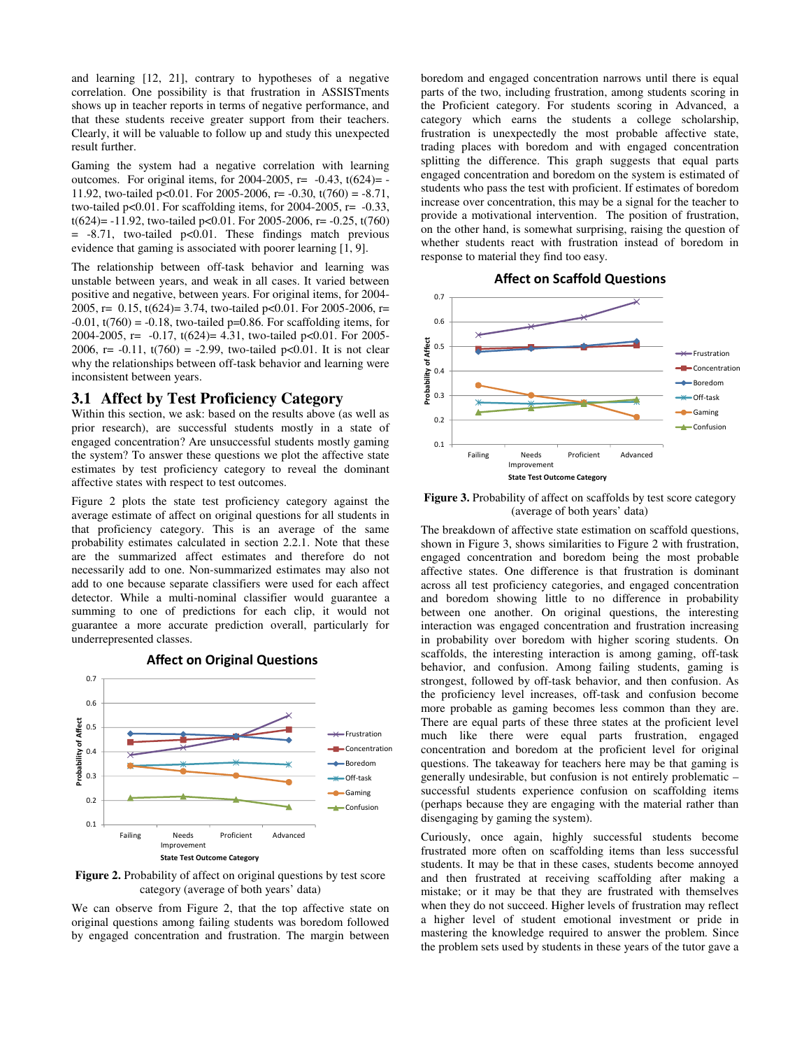and learning [12, 21], contrary to hypotheses of a negative correlation. One possibility is that frustration in ASSISTments shows up in teacher reports in terms of negative performance, and that these students receive greater support from their teachers. Clearly, it will be valuable to follow up and study this unexpected result further.

Gaming the system had a negative correlation with learning outcomes. For original items, for 2004-2005, r= -0.43, t(624)= -11.92, two-tailed p<0.01. For 2005-2006, r= -0.30, t(760) = -8.71, two-tailed p<0.01. For scaffolding items, for 2004-2005, r= -0.33, t(624)= -11.92, two-tailed p<0.01. For 2005-2006, r= -0.25, t(760) = -8.71, two-tailed p<0.01. These findings match previous evidence that gaming is associated with poorer learning [1, 9].

The relationship between off-task behavior and learning was unstable between years, and weak in all cases. It varied between positive and negative, between years. For original items, for 2004-2005, r= 0.15, t(624)= 3.74, two-tailed p<0.01. For 2005-2006, r= -0.01, t(760) = -0.18, two-tailed p=0.86. For scaffolding items, for 2004-2005, r= -0.17, t(624)= 4.31, two-tailed p<0.01. For 2005-2006, r= -0.11, t(760) = -2.99, two-tailed p<0.01. It is not clear why the relationships between off-task behavior and learning were inconsistent between years.

## 3.1 Affect by Test Proficiency Category

Within this section, we ask: based on the results above (as well as prior research), are successful students mostly in a state of engaged concentration? Are unsuccessful students mostly gaming the system? To answer these questions we plot the affective state estimates by test proficiency category to reveal the dominant affective states with respect to test outcomes.

Figure 2 plots the state test proficiency category against the average estimate of affect on original questions for all students in that proficiency category. This is an average of the same probability estimates calculated in section 2.2.1. Note that these are the summarized affect estimates and therefore do not necessarily add to one. Non-summarized estimates may also not add to one because separate classifiers were used for each affect detector. While a multi-nominal classifier would guarantee a summing to one of predictions for each clip, it would not guarantee a more accurate prediction overall, particularly for underrepresented classes.

**Figure 2.** Probability of affect on original questions by test score category (average of both years' data)

We can observe from Figure 2, that the top affective state on original questions among failing students was boredom followed by engaged concentration and frustration. The margin between boredom and engaged concentration narrows until there is equal parts of the two, including frustration, among students scoring in the Proficient category. For students scoring in Advanced, a category which earns the students a college scholarship, frustration is unexpectedly the most probable affective state, trading places with boredom and with engaged concentration splitting the difference. This graph suggests that equal parts engaged concentration and boredom on the system is estimated of students who pass the test with proficient. If estimates of boredom increase over concentration, this may be a signal for the teacher to provide a motivational intervention. The position of frustration, on the other hand, is somewhat surprising, raising the question of whether students react with frustration instead of boredom in response to material they find too easy.

**Figure 3.** Probability of affect on scaffolds by test score category (average of both years' data)

The breakdown of affective state estimation on scaffold questions, shown in Figure 3, shows similarities to Figure 2 with frustration, engaged concentration and boredom being the most probable affective states. One difference is that frustration is dominant across all test proficiency categories, and engaged concentration and boredom showing little to no difference in probability between one another. On original questions, the interesting interaction was engaged concentration and frustration increasing in probability over boredom with higher scoring students. On scaffolds, the interesting interaction is among gaming, off-task behavior, and confusion. Among failing students, gaming is strongest, followed by off-task behavior, and then confusion. As the proficiency level increases, off-task and confusion become more probable as gaming becomes less common than they are. There are equal parts of these three states at the proficient level much like there were equal parts frustration, engaged concentration and boredom at the proficient level for original questions. The takeaway for teachers here may be that gaming is generally undesirable, but confusion is not entirely problematic – successful students experience confusion on scaffolding items (perhaps because they are engaging with the material rather than disengaging by gaming the system).

Curiously, once again, highly successful students become frustrated more often on scaffolding items than less successful students. It may be that in these cases, students become annoyed and then frustrated at receiving scaffolding after making a mistake; or it may be that they are frustrated with themselves when they do not succeed. Higher levels of frustration may reflect a higher level of student emotional investment or pride in mastering the knowledge required to answer the problem. Since the problem sets used by students in these years of the tutor gave a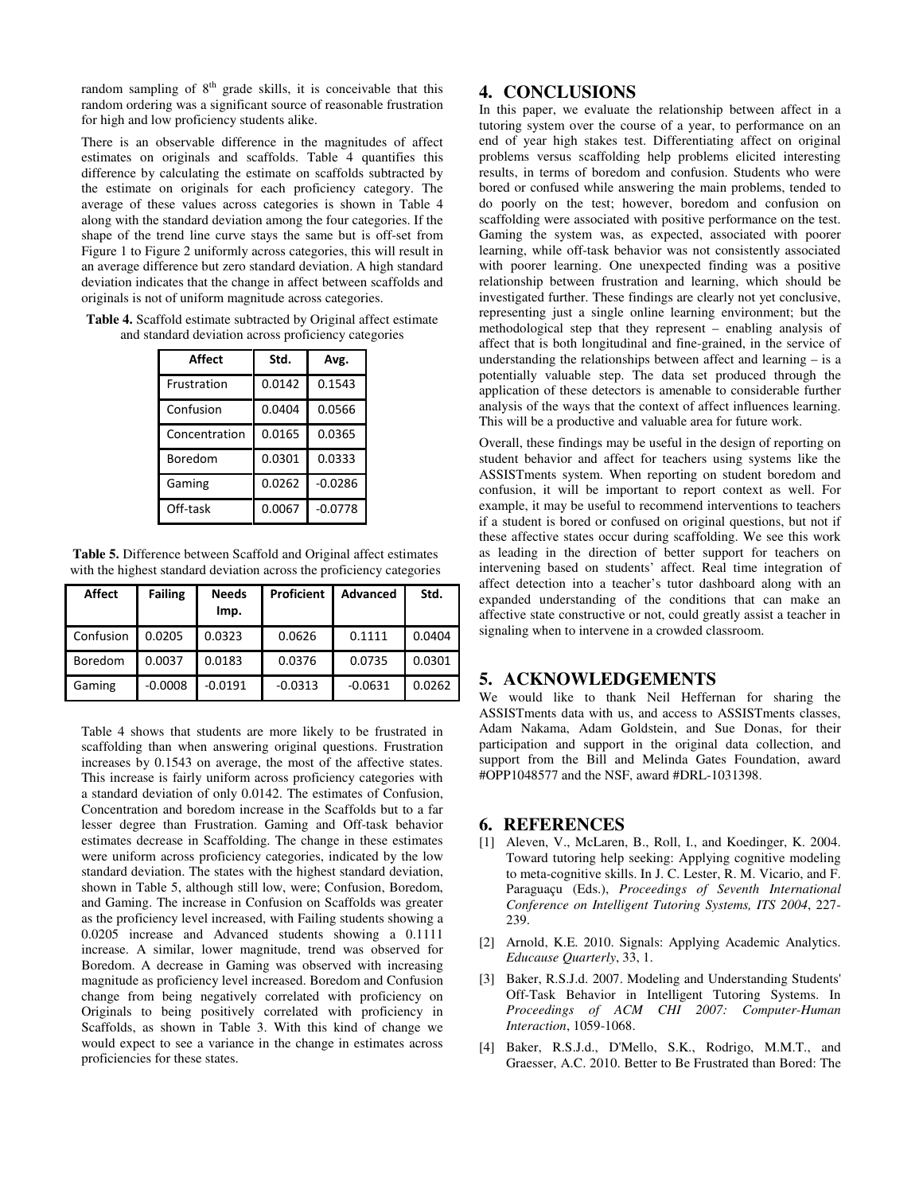random sampling of $8^{th}$ grade skills, it is conceivable that this random ordering was a significant source of reasonable frustration for high and low proficiency students alike.

There is an observable difference in the magnitudes of affect estimates on originals and scaffolds. Table 4 quantifies this difference by calculating the estimate on scaffolds subtracted by the estimate on originals for each proficiency category. The average of these values across categories is shown in Table 4 along with the standard deviation among the four categories. If the shape of the trend line curve stays the same but is off-set from Figure 1 to Figure 2 uniformly across categories, this will result in an average difference but zero standard deviation. A high standard deviation indicates that the change in affect between scaffolds and originals is not of uniform magnitude across categories.

**Table 4.** Scaffold estimate subtracted by Original affect estimate and standard deviation across proficiency categories

| Affect | Std. | Avg. |
|---|---|---|
| Frustration | 0.0142 | 0.1543 |
| Confusion | 0.0404 | 0.0566 |
| Concentration | 0.0165 | 0.0365 |
| Boredom | 0.0301 | 0.0333 |
| Gaming | 0.0262 | -0.0286 |
| Off-task | 0.0067 | -0.0778 |

**Table 5.** Difference between Scaffold and Original affect estimates with the highest standard deviation across the proficiency categories

| Affect | Failing | Needs Imp. | Proficient | Advanced | Std. |
|---|---|---|---|---|---|
| Confusion | 0.0205 | 0.0323 | 0.0626 | 0.1111 | 0.0404 |
| Boredom | 0.0037 | 0.0183 | 0.0376 | 0.0735 | 0.0301 |
| Gaming | -0.0008 | -0.0191 | -0.0313 | -0.0631 | 0.0262 |

Table 4 shows that students are more likely to be frustrated in scaffolding than when answering original questions. Frustration increases by 0.1543 on average, the most of the affective states. This increase is fairly uniform across proficiency categories with a standard deviation of only 0.0142. The estimates of Confusion, Concentration and boredom increase in the Scaffolds but to a far lesser degree than Frustration. Gaming and Off-task behavior estimates decrease in Scaffolding. The change in these estimates were uniform across proficiency categories, indicated by the low standard deviation. The states with the highest standard deviation, shown in Table 5, although still low, were; Confusion, Boredom, and Gaming. The increase in Confusion on Scaffolds was greater as the proficiency level increased, with Failing students showing a 0.0205 increase and Advanced students showing a 0.1111 increase. A similar, lower magnitude, trend was observed for Boredom. A decrease in Gaming was observed with increasing magnitude as proficiency level increased. Boredom and Confusion change from being negatively correlated with proficiency on Originals to being positively correlated with proficiency in Scaffolds, as shown in Table 3. With this kind of change we would expect to see a variance in the change in estimates across proficiencies for these states.

## 4. CONCLUSIONS

In this paper, we evaluate the relationship between affect in a tutoring system over the course of a year, to performance on an end of year high stakes test. Differentiating affect on original problems versus scaffolding help problems elicited interesting results, in terms of boredom and confusion. Students who were bored or confused while answering the main problems, tended to do poorly on the test; however, boredom and confusion on scaffolding were associated with positive performance on the test. Gaming the system was, as expected, associated with poorer learning, while off-task behavior was not consistently associated with poorer learning. One unexpected finding was a positive relationship between frustration and learning, which should be investigated further. These findings are clearly not yet conclusive, representing just a single online learning environment; but the methodological step that they represent – enabling analysis of affect that is both longitudinal and fine-grained, in the service of understanding the relationships between affect and learning – is a potentially valuable step. The data set produced through the application of these detectors is amenable to considerable further analysis of the ways that the context of affect influences learning. This will be a productive and valuable area for future work.

Overall, these findings may be useful in the design of reporting on student behavior and affect for teachers using systems like the ASSISTments system. When reporting on student boredom and confusion, it will be important to report context as well. For example, it may be useful to recommend interventions to teachers if a student is bored or confused on original questions, but not if these affective states occur during scaffolding. We see this work as leading in the direction of better support for teachers on intervening based on students' affect. Real time integration of affect detection into a teacher's tutor dashboard along with an expanded understanding of the conditions that can make an affective state constructive or not, could greatly assist a teacher in signaling when to intervene in a crowded classroom.

## 5. ACKNOWLEDGEMENTS

We would like to thank Neil Heffernan for sharing the ASSISTments data with us, and access to ASSISTments classes, Adam Nakama, Adam Goldstein, and Sue Donas, for their participation and support in the original data collection, and support from the Bill and Melinda Gates Foundation, award #OPP1048577 and the NSF, award #DRL-1031398.

## 6. REFERENCES

[1] Aleven, V., McLaren, B., Roll, I., and Koedinger, K. 2004. Toward tutoring help seeking: Applying cognitive modeling to meta-cognitive skills. In J. C. Lester, R. M. Vicario, and F. Paraguaçu (Eds.), *Proceedings of Seventh International Conference on Intelligent Tutoring Systems, ITS 2004*, 227-239.

[2] Arnold, K.E. 2010. Signals: Applying Academic Analytics. *Educause Quarterly*, 33, 1.

[3] Baker, R.S.J.d. 2007. Modeling and Understanding Students' Off-Task Behavior in Intelligent Tutoring Systems. In *Proceedings of ACM CHI 2007: Computer-Human Interaction*, 1059-1068.

[4] Baker, R.S.J.d., D'Mello, S.K., Rodrigo, M.M.T., and Graesser, A.C. 2010. Better to Be Frustrated than Bored: The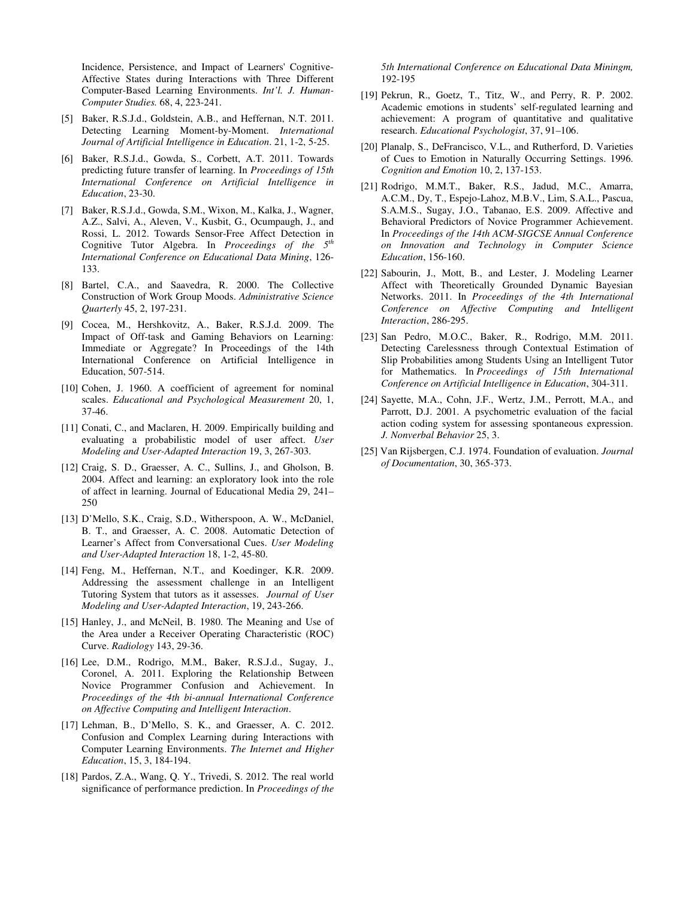Incidence, Persistence, and Impact of Learners' Cognitive-Affective States during Interactions with Three Different Computer-Based Learning Environments. *Int'l. J. Human-Computer Studies.* 68, 4, 223-241.

[5] Baker, R.S.J.d., Goldstein, A.B., and Heffernan, N.T. 2011. Detecting Learning Moment-by-Moment. *International Journal of Artificial Intelligence in Education*. 21, 1-2, 5-25.

[6] Baker, R.S.J.d., Gowda, S., Corbett, A.T. 2011. Towards predicting future transfer of learning. In *Proceedings of 15th International Conference on Artificial Intelligence in Education*, 23-30.

[7] Baker, R.S.J.d., Gowda, S.M., Wixon, M., Kalka, J., Wagner, A.Z., Salvi, A., Aleven, V., Kusbit, G., Ocumpaugh, J., and Rossi, L. 2012. Towards Sensor-Free Affect Detection in Cognitive Tutor Algebra. In *Proceedings of the 5th International Conference on Educational Data Mining*, 126-133.

[8] Bartel, C.A., and Saavedra, R. 2000. The Collective Construction of Work Group Moods. *Administrative Science Quarterly* 45, 2, 197-231.

[9] Cocea, M., Hershkovitz, A., Baker, R.S.J.d. 2009. The Impact of Off-task and Gaming Behaviors on Learning: Immediate or Aggregate? In Proceedings of the 14th International Conference on Artificial Intelligence in Education, 507-514.

[10] Cohen, J. 1960. A coefficient of agreement for nominal scales. *Educational and Psychological Measurement* 20, 1, 37-46.

[11] Conati, C., and Maclaren, H. 2009. Empirically building and evaluating a probabilistic model of user affect. *User Modeling and User-Adapted Interaction* 19, 3, 267-303.

[12] Craig, S. D., Graesser, A. C., Sullins, J., and Gholson, B. 2004. Affect and learning: an exploratory look into the role of affect in learning. Journal of Educational Media 29, 241–250

[13] D'Mello, S.K., Craig, S.D., Witherspoon, A. W., McDaniel, B. T., and Graesser, A. C. 2008. Automatic Detection of Learner's Affect from Conversational Cues. *User Modeling and User-Adapted Interaction* 18, 1-2, 45-80.

[14] Feng, M., Heffernan, N.T., and Koedinger, K.R. 2009. Addressing the assessment challenge in an Intelligent Tutoring System that tutors as it assesses. *Journal of User Modeling and User-Adapted Interaction*, 19, 243-266.

[15] Hanley, J., and McNeil, B. 1980. The Meaning and Use of the Area under a Receiver Operating Characteristic (ROC) Curve. *Radiology* 143, 29-36.

[16] Lee, D.M., Rodrigo, M.M., Baker, R.S.J.d., Sugay, J., Coronel, A. 2011. Exploring the Relationship Between Novice Programmer Confusion and Achievement. In *Proceedings of the 4th bi-annual International Conference on Affective Computing and Intelligent Interaction*.

[17] Lehman, B., D'Mello, S. K., and Graesser, A. C. 2012. Confusion and Complex Learning during Interactions with Computer Learning Environments. *The Internet and Higher Education*, 15, 3, 184-194.

[18] Pardos, Z.A., Wang, Q. Y., Trivedi, S. 2012. The real world significance of performance prediction. In *Proceedings of the 5th International Conference on Educational Data Miningm,* 192-195

[19] Pekrun, R., Goetz, T., Titz, W., and Perry, R. P. 2002. Academic emotions in students' self-regulated learning and achievement: A program of quantitative and qualitative research. *Educational Psychologist*, 37, 91–106.

[20] Planalp, S., DeFrancisco, V.L., and Rutherford, D. Varieties of Cues to Emotion in Naturally Occurring Settings. 1996. *Cognition and Emotion* 10, 2, 137-153.

[21] Rodrigo, M.M.T., Baker, R.S., Jadud, M.C., Amarra, A.C.M., Dy, T., Espejo-Lahoz, M.B.V., Lim, S.A.L., Pascua, S.A.M.S., Sugay, J.O., Tabanao, E.S. 2009. Affective and Behavioral Predictors of Novice Programmer Achievement. In *Proceedings of the 14th ACM-SIGCSE Annual Conference on Innovation and Technology in Computer Science Education*, 156-160.

[22] Sabourin, J., Mott, B., and Lester, J. Modeling Learner Affect with Theoretically Grounded Dynamic Bayesian Networks. 2011. In *Proceedings of the 4th International Conference on Affective Computing and Intelligent Interaction*, 286-295.

[23] San Pedro, M.O.C., Baker, R., Rodrigo, M.M. 2011. Detecting Carelessness through Contextual Estimation of Slip Probabilities among Students Using an Intelligent Tutor for Mathematics. In *Proceedings of 15th International Conference on Artificial Intelligence in Education*, 304-311.

[24] Sayette, M.A., Cohn, J.F., Wertz, J.M., Perrott, M.A., and Parrott, D.J. 2001. A psychometric evaluation of the facial action coding system for assessing spontaneous expression. *J. Nonverbal Behavior* 25, 3.

[25] Van Rijsbergen, C.J. 1974. Foundation of evaluation. *Journal of Documentation*, 30, 365-373.